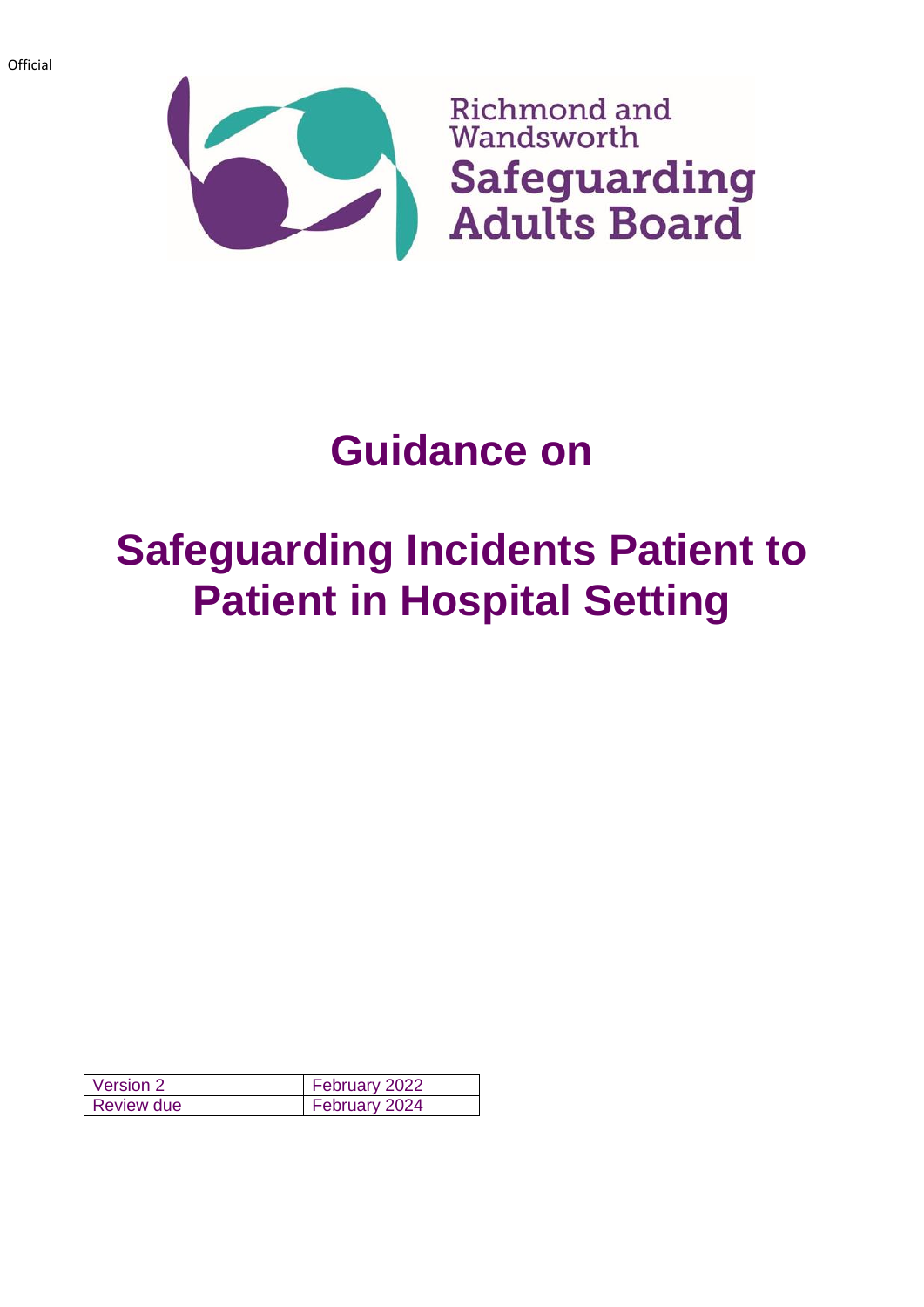Official

Richmond and Wandsworth
Safeguarding Adults Board

# Guidance on

# Safeguarding Incidents Patient to Patient in Hospital Setting

| Version 2 | February 2022 |
|---|---|
| Review due | February 2024 |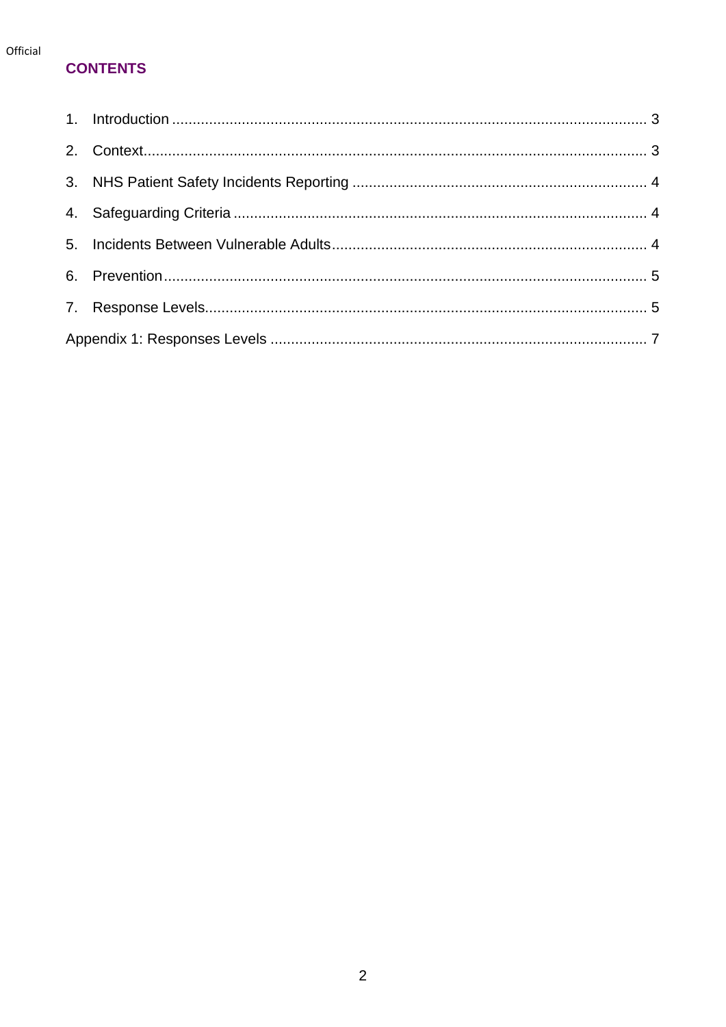## CONTENTS

1. Introduction .......... 3
2. Context .......... 3
3. NHS Patient Safety Incidents Reporting .......... 4
4. Safeguarding Criteria .......... 4
5. Incidents Between Vulnerable Adults .......... 4
6. Prevention .......... 5
7. Response Levels .......... 5

Appendix 1: Responses Levels .......... 7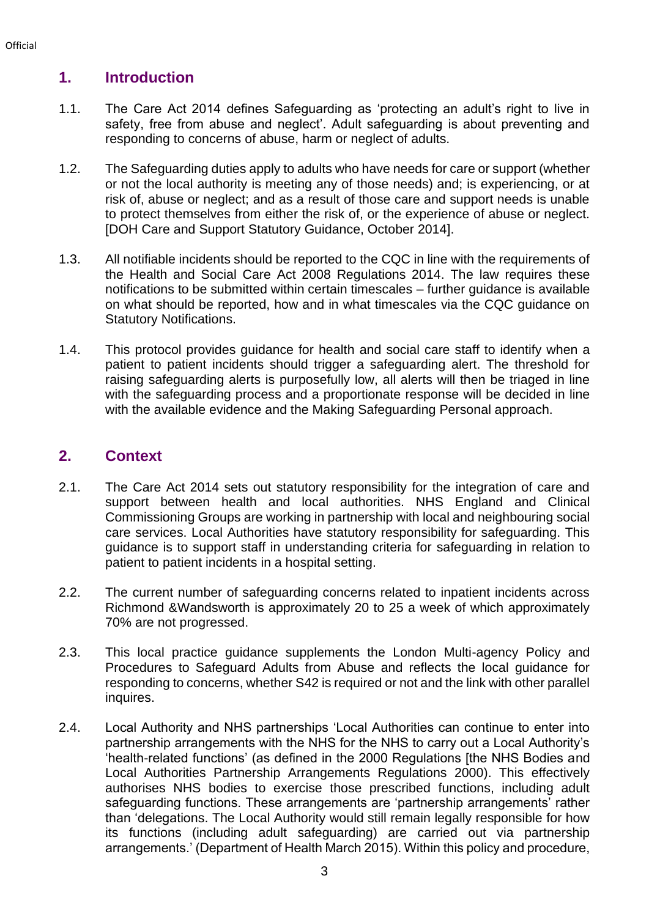## 1. Introduction

1.1. The Care Act 2014 defines Safeguarding as 'protecting an adult's right to live in safety, free from abuse and neglect'. Adult safeguarding is about preventing and responding to concerns of abuse, harm or neglect of adults.

1.2. The Safeguarding duties apply to adults who have needs for care or support (whether or not the local authority is meeting any of those needs) and; is experiencing, or at risk of, abuse or neglect; and as a result of those care and support needs is unable to protect themselves from either the risk of, or the experience of abuse or neglect. [DOH Care and Support Statutory Guidance, October 2014].

1.3. All notifiable incidents should be reported to the CQC in line with the requirements of the Health and Social Care Act 2008 Regulations 2014. The law requires these notifications to be submitted within certain timescales – further guidance is available on what should be reported, how and in what timescales via the CQC guidance on Statutory Notifications.

1.4. This protocol provides guidance for health and social care staff to identify when a patient to patient incidents should trigger a safeguarding alert. The threshold for raising safeguarding alerts is purposefully low, all alerts will then be triaged in line with the safeguarding process and a proportionate response will be decided in line with the available evidence and the Making Safeguarding Personal approach.

## 2. Context

2.1. The Care Act 2014 sets out statutory responsibility for the integration of care and support between health and local authorities. NHS England and Clinical Commissioning Groups are working in partnership with local and neighbouring social care services. Local Authorities have statutory responsibility for safeguarding. This guidance is to support staff in understanding criteria for safeguarding in relation to patient to patient incidents in a hospital setting.

2.2. The current number of safeguarding concerns related to inpatient incidents across Richmond &Wandsworth is approximately 20 to 25 a week of which approximately 70% are not progressed.

2.3. This local practice guidance supplements the London Multi-agency Policy and Procedures to Safeguard Adults from Abuse and reflects the local guidance for responding to concerns, whether S42 is required or not and the link with other parallel inquires.

2.4. Local Authority and NHS partnerships 'Local Authorities can continue to enter into partnership arrangements with the NHS for the NHS to carry out a Local Authority's 'health-related functions' (as defined in the 2000 Regulations [the NHS Bodies and Local Authorities Partnership Arrangements Regulations 2000). This effectively authorises NHS bodies to exercise those prescribed functions, including adult safeguarding functions. These arrangements are 'partnership arrangements' rather than 'delegations. The Local Authority would still remain legally responsible for how its functions (including adult safeguarding) are carried out via partnership arrangements.' (Department of Health March 2015). Within this policy and procedure,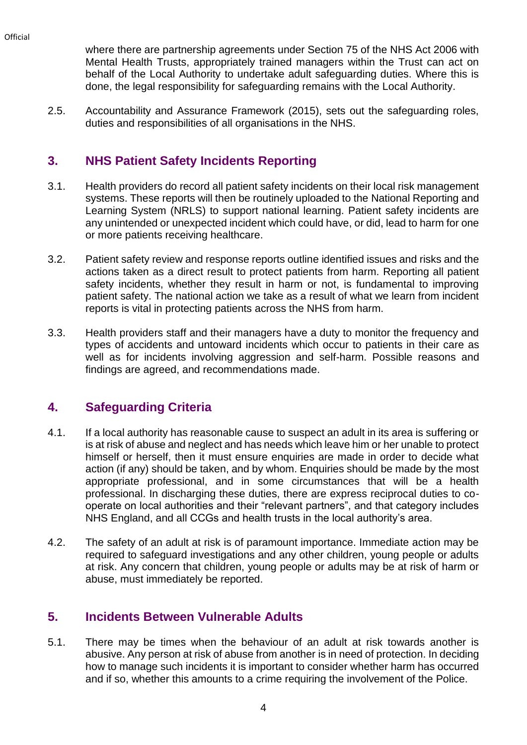where there are partnership agreements under Section 75 of the NHS Act 2006 with Mental Health Trusts, appropriately trained managers within the Trust can act on behalf of the Local Authority to undertake adult safeguarding duties. Where this is done, the legal responsibility for safeguarding remains with the Local Authority.

2.5. Accountability and Assurance Framework (2015), sets out the safeguarding roles, duties and responsibilities of all organisations in the NHS.

## 3. NHS Patient Safety Incidents Reporting

3.1. Health providers do record all patient safety incidents on their local risk management systems. These reports will then be routinely uploaded to the National Reporting and Learning System (NRLS) to support national learning. Patient safety incidents are any unintended or unexpected incident which could have, or did, lead to harm for one or more patients receiving healthcare.

3.2. Patient safety review and response reports outline identified issues and risks and the actions taken as a direct result to protect patients from harm. Reporting all patient safety incidents, whether they result in harm or not, is fundamental to improving patient safety. The national action we take as a result of what we learn from incident reports is vital in protecting patients across the NHS from harm.

3.3. Health providers staff and their managers have a duty to monitor the frequency and types of accidents and untoward incidents which occur to patients in their care as well as for incidents involving aggression and self-harm. Possible reasons and findings are agreed, and recommendations made.

## 4. Safeguarding Criteria

4.1. If a local authority has reasonable cause to suspect an adult in its area is suffering or is at risk of abuse and neglect and has needs which leave him or her unable to protect himself or herself, then it must ensure enquiries are made in order to decide what action (if any) should be taken, and by whom. Enquiries should be made by the most appropriate professional, and in some circumstances that will be a health professional. In discharging these duties, there are express reciprocal duties to co-operate on local authorities and their "relevant partners", and that category includes NHS England, and all CCGs and health trusts in the local authority's area.

4.2. The safety of an adult at risk is of paramount importance. Immediate action may be required to safeguard investigations and any other children, young people or adults at risk. Any concern that children, young people or adults may be at risk of harm or abuse, must immediately be reported.

## 5. Incidents Between Vulnerable Adults

5.1. There may be times when the behaviour of an adult at risk towards another is abusive. Any person at risk of abuse from another is in need of protection. In deciding how to manage such incidents it is important to consider whether harm has occurred and if so, whether this amounts to a crime requiring the involvement of the Police.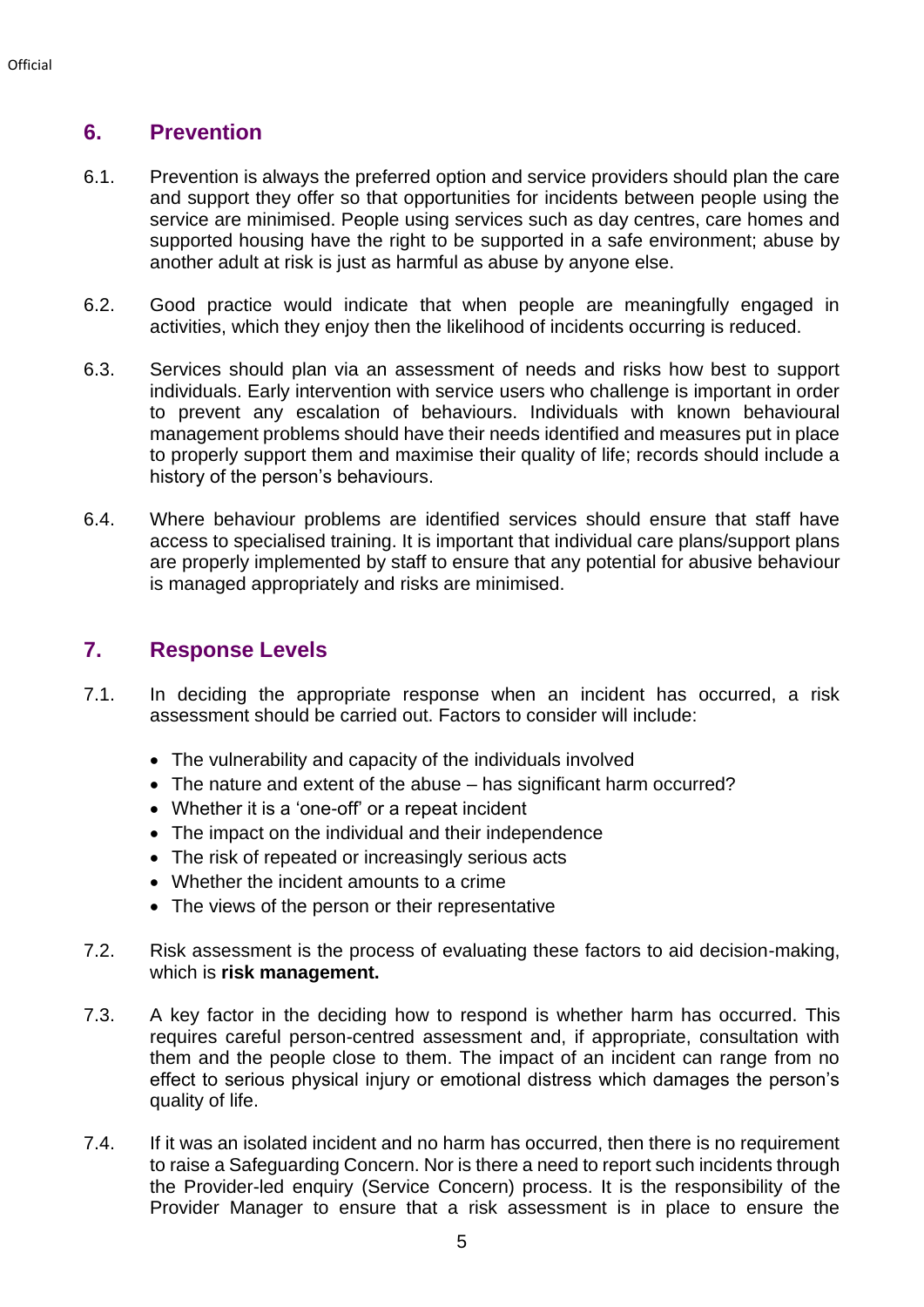## 6. Prevention

6.1. Prevention is always the preferred option and service providers should plan the care and support they offer so that opportunities for incidents between people using the service are minimised. People using services such as day centres, care homes and supported housing have the right to be supported in a safe environment; abuse by another adult at risk is just as harmful as abuse by anyone else.

6.2. Good practice would indicate that when people are meaningfully engaged in activities, which they enjoy then the likelihood of incidents occurring is reduced.

6.3. Services should plan via an assessment of needs and risks how best to support individuals. Early intervention with service users who challenge is important in order to prevent any escalation of behaviours. Individuals with known behavioural management problems should have their needs identified and measures put in place to properly support them and maximise their quality of life; records should include a history of the person's behaviours.

6.4. Where behaviour problems are identified services should ensure that staff have access to specialised training. It is important that individual care plans/support plans are properly implemented by staff to ensure that any potential for abusive behaviour is managed appropriately and risks are minimised.

## 7. Response Levels

7.1. In deciding the appropriate response when an incident has occurred, a risk assessment should be carried out. Factors to consider will include:

- The vulnerability and capacity of the individuals involved
- The nature and extent of the abuse – has significant harm occurred?
- Whether it is a 'one-off' or a repeat incident
- The impact on the individual and their independence
- The risk of repeated or increasingly serious acts
- Whether the incident amounts to a crime
- The views of the person or their representative

7.2. Risk assessment is the process of evaluating these factors to aid decision-making, which is **risk management.**

7.3. A key factor in the deciding how to respond is whether harm has occurred. This requires careful person-centred assessment and, if appropriate, consultation with them and the people close to them. The impact of an incident can range from no effect to serious physical injury or emotional distress which damages the person's quality of life.

7.4. If it was an isolated incident and no harm has occurred, then there is no requirement to raise a Safeguarding Concern. Nor is there a need to report such incidents through the Provider-led enquiry (Service Concern) process. It is the responsibility of the Provider Manager to ensure that a risk assessment is in place to ensure the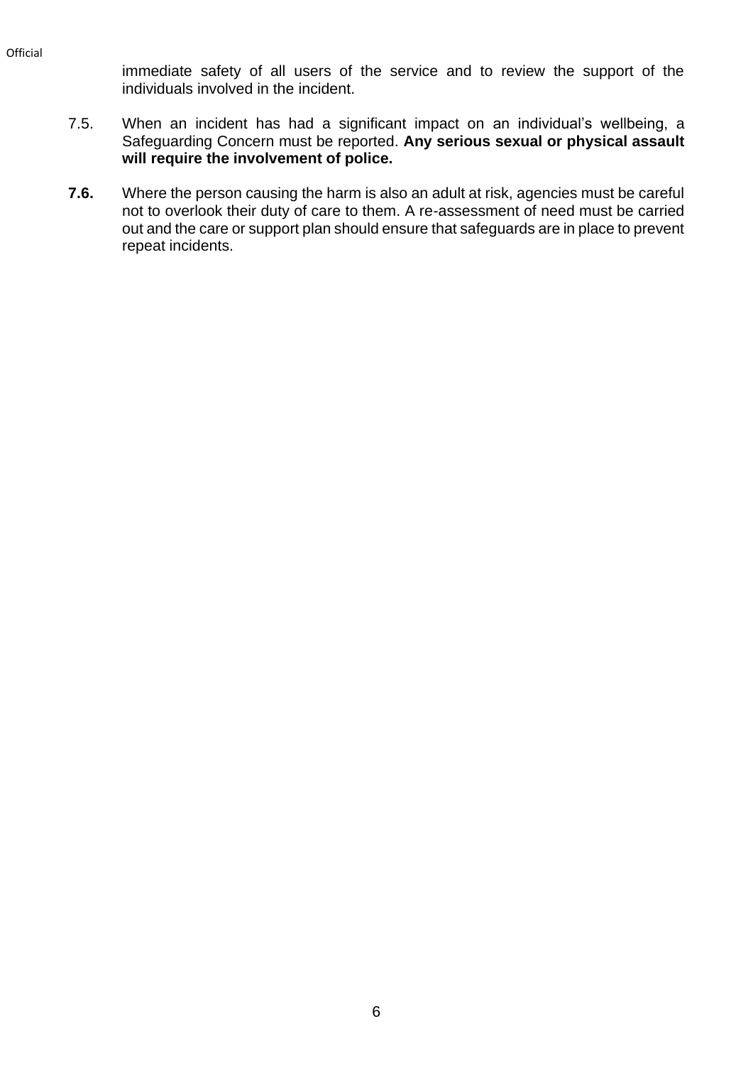immediate safety of all users of the service and to review the support of the individuals involved in the incident.

7.5. When an incident has had a significant impact on an individual's wellbeing, a Safeguarding Concern must be reported. **Any serious sexual or physical assault will require the involvement of police.**

**7.6.** Where the person causing the harm is also an adult at risk, agencies must be careful not to overlook their duty of care to them. A re-assessment of need must be carried out and the care or support plan should ensure that safeguards are in place to prevent repeat incidents.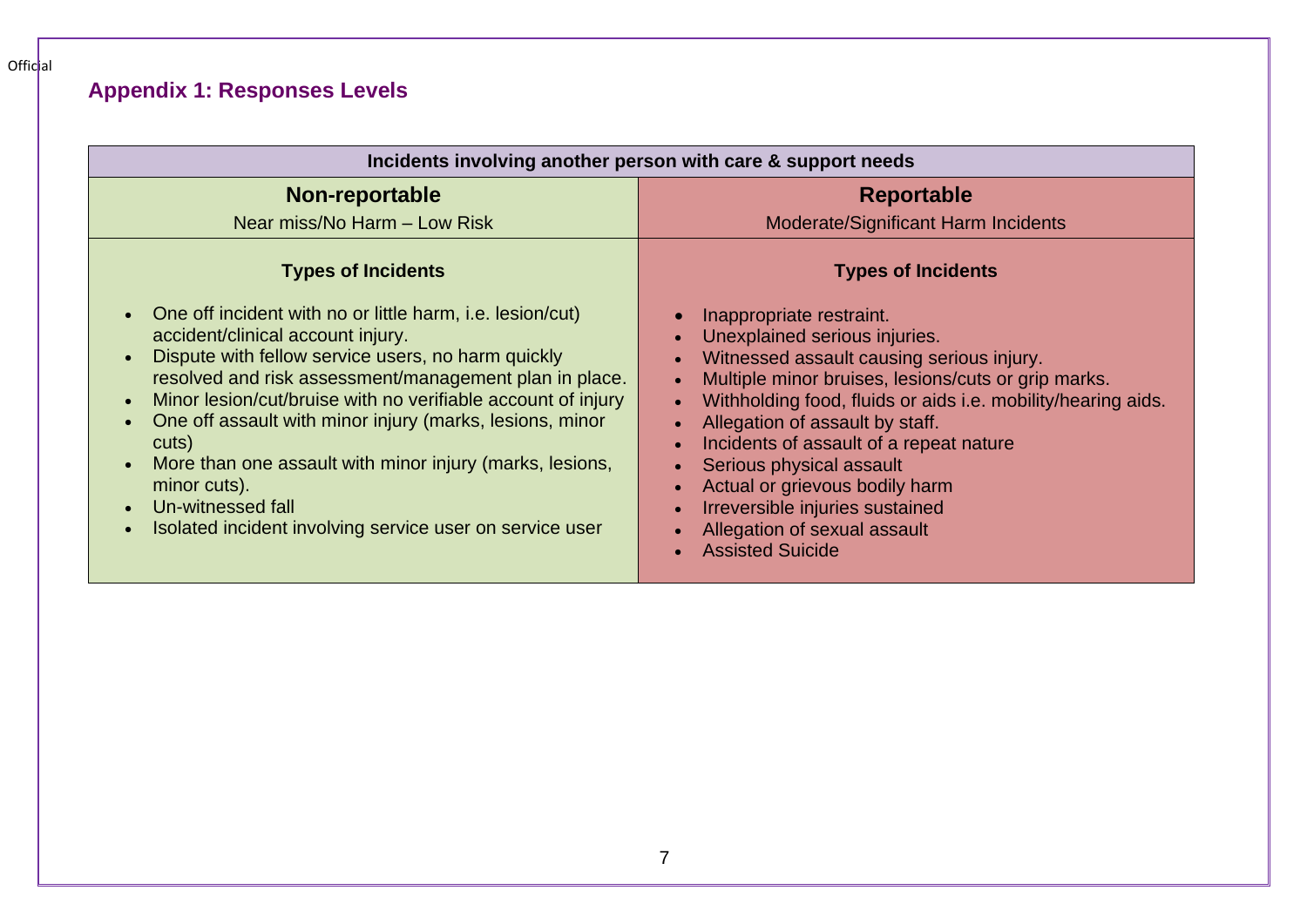## Appendix 1: Responses Levels

| Incidents involving another person with care & support needs | |
|---|---|
| **Non-reportable**<br>Near miss/No Harm – Low Risk | **Reportable**<br>Moderate/Significant Harm Incidents |
| **Types of Incidents**<br>• One off incident with no or little harm, i.e. lesion/cut) accident/clinical account injury.<br>• Dispute with fellow service users, no harm quickly resolved and risk assessment/management plan in place.<br>• Minor lesion/cut/bruise with no verifiable account of injury<br>• One off assault with minor injury (marks, lesions, minor cuts)<br>• More than one assault with minor injury (marks, lesions, minor cuts).<br>• Un-witnessed fall<br>• Isolated incident involving service user on service user | **Types of Incidents**<br>• Inappropriate restraint.<br>• Unexplained serious injuries.<br>• Witnessed assault causing serious injury.<br>• Multiple minor bruises, lesions/cuts or grip marks.<br>• Withholding food, fluids or aids i.e. mobility/hearing aids.<br>• Allegation of assault by staff.<br>• Incidents of assault of a repeat nature<br>• Serious physical assault<br>• Actual or grievous bodily harm<br>• Irreversible injuries sustained<br>• Allegation of sexual assault<br>• Assisted Suicide |